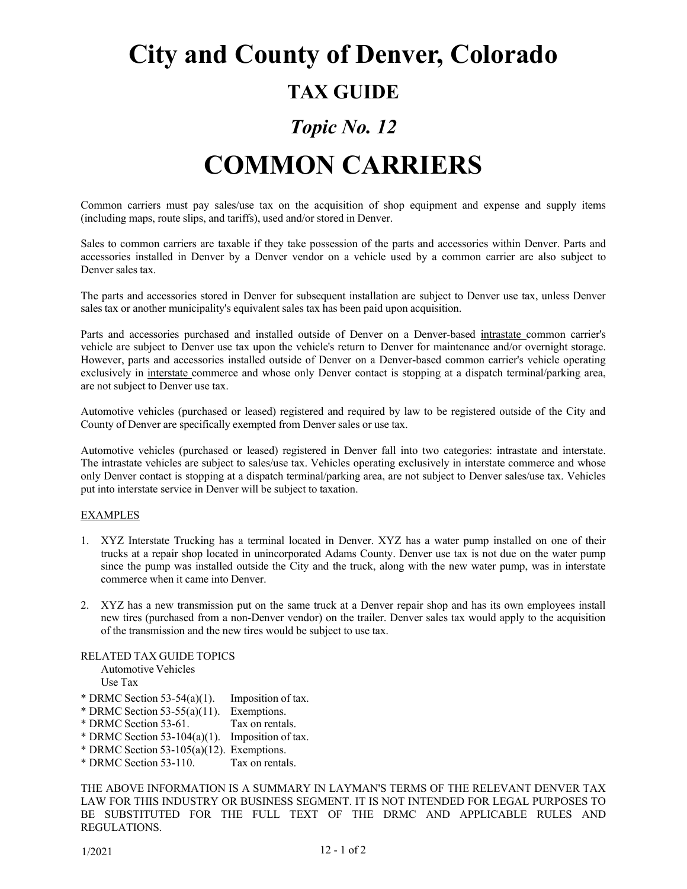# City and County of Denver, Colorado

## TAX GUIDE

## *Topic No. 12*

# COMMON CARRIERS

Common carriers must pay sales/use tax on the acquisition of shop equipment and expense and supply items (including maps, route slips, and tariffs), used and/or stored in Denver.

Sales to common carriers are taxable if they take possession of the parts and accessories within Denver. Parts and accessories installed in Denver by a Denver vendor on a vehicle used by a common carrier are also subject to Denver sales tax.

The parts and accessories stored in Denver for subsequent installation are subject to Denver use tax, unless Denver sales tax or another municipality's equivalent sales tax has been paid upon acquisition.

Parts and accessories purchased and installed outside of Denver on a Denver-based <u>intrastate</u> common carrier's vehicle are subject to Denver use tax upon the vehicle's return to Denver for maintenance and/or overnight storage. However, parts and accessories installed outside of Denver on a Denver-based common carrier's vehicle operating exclusively in <u>interstate</u> commerce and whose only Denver contact is stopping at a dispatch terminal/parking area, are not subject to Denver use tax.

Automotive vehicles (purchased or leased) registered and required by law to be registered outside of the City and County of Denver are specifically exempted from Denver sales or use tax.

Automotive vehicles (purchased or leased) registered in Denver fall into two categories: intrastate and interstate. The intrastate vehicles are subject to sales/use tax. Vehicles operating exclusively in interstate commerce and whose only Denver contact is stopping at a dispatch terminal/parking area, are not subject to Denver sales/use tax. Vehicles put into interstate service in Denver will be subject to taxation.

<u>EXAMPLES</u>

1. XYZ Interstate Trucking has a terminal located in Denver. XYZ has a water pump installed on one of their trucks at a repair shop located in unincorporated Adams County. Denver use tax is not due on the water pump since the pump was installed outside the City and the truck, along with the new water pump, was in interstate commerce when it came into Denver.

2. XYZ has a new transmission put on the same truck at a Denver repair shop and has its own employees install new tires (purchased from a non-Denver vendor) on the trailer. Denver sales tax would apply to the acquisition of the transmission and the new tires would be subject to use tax.

RELATED TAX GUIDE TOPICS

Automotive Vehicles
Use Tax

* DRMC Section 53-54(a)(1). Imposition of tax.
* DRMC Section 53-55(a)(11). Exemptions.
* DRMC Section 53-61. Tax on rentals.
* DRMC Section 53-104(a)(1). Imposition of tax.
* DRMC Section 53-105(a)(12). Exemptions.
* DRMC Section 53-110. Tax on rentals.

THE ABOVE INFORMATION IS A SUMMARY IN LAYMAN'S TERMS OF THE RELEVANT DENVER TAX LAW FOR THIS INDUSTRY OR BUSINESS SEGMENT. IT IS NOT INTENDED FOR LEGAL PURPOSES TO BE SUBSTITUTED FOR THE FULL TEXT OF THE DRMC AND APPLICABLE RULES AND REGULATIONS.

1/2021